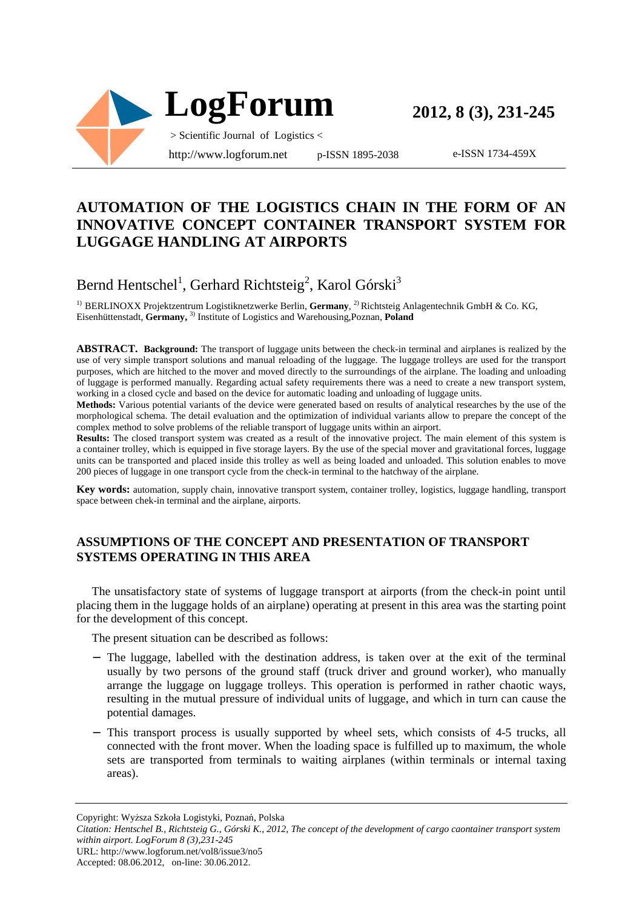# AUTOMATION OF THE LOGISTICS CHAIN IN THE FORM OF AN INNOVATIVE CONCEPT CONTAINER TRANSPORT SYSTEM FOR LUGGAGE HANDLING AT AIRPORTS

Bernd Hentschel[1], Gerhard Richtsteig[2], Karol Górski[3]

[1)] BERLINOXX Projektzentrum Logistiknetzwerke Berlin, **Germany**, [2)] Richtsteig Anlagentechnik GmbH & Co. KG, Eisenhüttenstadt, **Germany**, [3)] Institute of Logistics and Warehousing,Poznan, **Poland**

**ABSTRACT. Background:** The transport of luggage units between the check-in terminal and airplanes is realized by the use of very simple transport solutions and manual reloading of the luggage. The luggage trolleys are used for the transport purposes, which are hitched to the mover and moved directly to the surroundings of the airplane. The loading and unloading of luggage is performed manually. Regarding actual safety requirements there was a need to create a new transport system, working in a closed cycle and based on the device for automatic loading and unloading of luggage units.

**Methods:** Various potential variants of the device were generated based on results of analytical researches by the use of the morphological schema. The detail evaluation and the optimization of individual variants allow to prepare the concept of the complex method to solve problems of the reliable transport of luggage units within an airport.

**Results:** The closed transport system was created as a result of the innovative project. The main element of this system is a container trolley, which is equipped in five storage layers. By the use of the special mover and gravitational forces, luggage units can be transported and placed inside this trolley as well as being loaded and unloaded. This solution enables to move 200 pieces of luggage in one transport cycle from the check-in terminal to the hatchway of the airplane.

**Key words:** automation, supply chain, innovative transport system, container trolley, logistics, luggage handling, transport space between chek-in terminal and the airplane, airports.

## ASSUMPTIONS OF THE CONCEPT AND PRESENTATION OF TRANSPORT SYSTEMS OPERATING IN THIS AREA

The unsatisfactory state of systems of luggage transport at airports (from the check-in point until placing them in the luggage holds of an airplane) operating at present in this area was the starting point for the development of this concept.

The present situation can be described as follows:

- The luggage, labelled with the destination address, is taken over at the exit of the terminal usually by two persons of the ground staff (truck driver and ground worker), who manually arrange the luggage on luggage trolleys. This operation is performed in rather chaotic ways, resulting in the mutual pressure of individual units of luggage, and which in turn can cause the potential damages.
- This transport process is usually supported by wheel sets, which consists of 4-5 trucks, all connected with the front mover. When the loading space is fulfilled up to maximum, the whole sets are transported from terminals to waiting airplanes (within terminals or internal taxing areas).

Copyright: Wyższa Szkoła Logistyki, Poznań, Polska

*Citation: Hentschel B., Richtsteig G., Górski K., 2012, The concept of the development of cargo caontainer transport system within airport. LogForum 8 (3),231-245*

URL: http://www.logforum.net/vol8/issue3/no5

Accepted: 08.06.2012, on-line: 30.06.2012.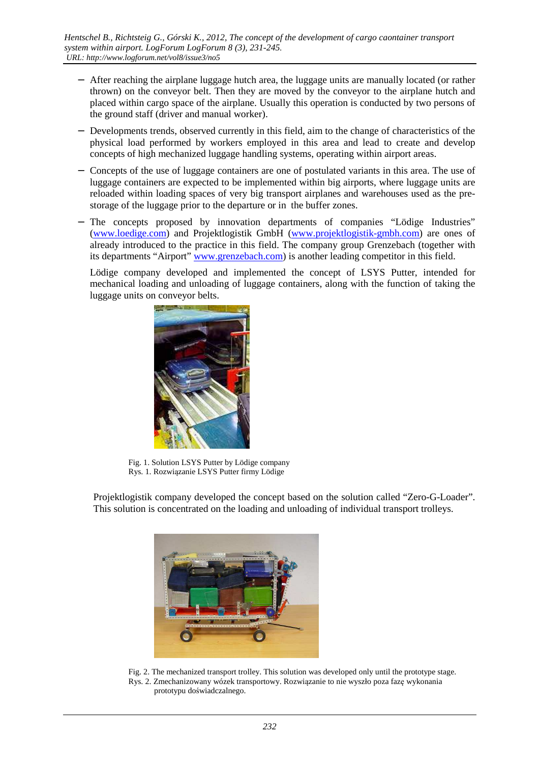- After reaching the airplane luggage hutch area, the luggage units are manually located (or rather thrown) on the conveyor belt. Then they are moved by the conveyor to the airplane hutch and placed within cargo space of the airplane. Usually this operation is conducted by two persons of the ground staff (driver and manual worker).
- Developments trends, observed currently in this field, aim to the change of characteristics of the physical load performed by workers employed in this area and lead to create and develop concepts of high mechanized luggage handling systems, operating within airport areas.
- Concepts of the use of luggage containers are one of postulated variants in this area. The use of luggage containers are expected to be implemented within big airports, where luggage units are reloaded within loading spaces of very big transport airplanes and warehouses used as the pre-storage of the luggage prior to the departure or in the buffer zones.
- The concepts proposed by innovation departments of companies "Lödige Industries" (www.loedige.com) and Projektlogistik GmbH (www.projektlogistik-gmbh.com) are ones of already introduced to the practice in this field. The company group Grenzebach (together with its departments "Airport" www.grenzebach.com) is another leading competitor in this field.

  Lödige company developed and implemented the concept of LSYS Putter, intended for mechanical loading and unloading of luggage containers, along with the function of taking the luggage units on conveyor belts.

Fig. 1. Solution LSYS Putter by Lödige company
Rys. 1. Rozwiązanie LSYS Putter firmy Lödige

Projektlogistik company developed the concept based on the solution called "Zero-G-Loader". This solution is concentrated on the loading and unloading of individual transport trolleys.

Fig. 2. The mechanized transport trolley. This solution was developed only until the prototype stage.
Rys. 2. Zmechanizowany wózek transportowy. Rozwiązanie to nie wyszło poza fazę wykonania prototypu doświadczalnego.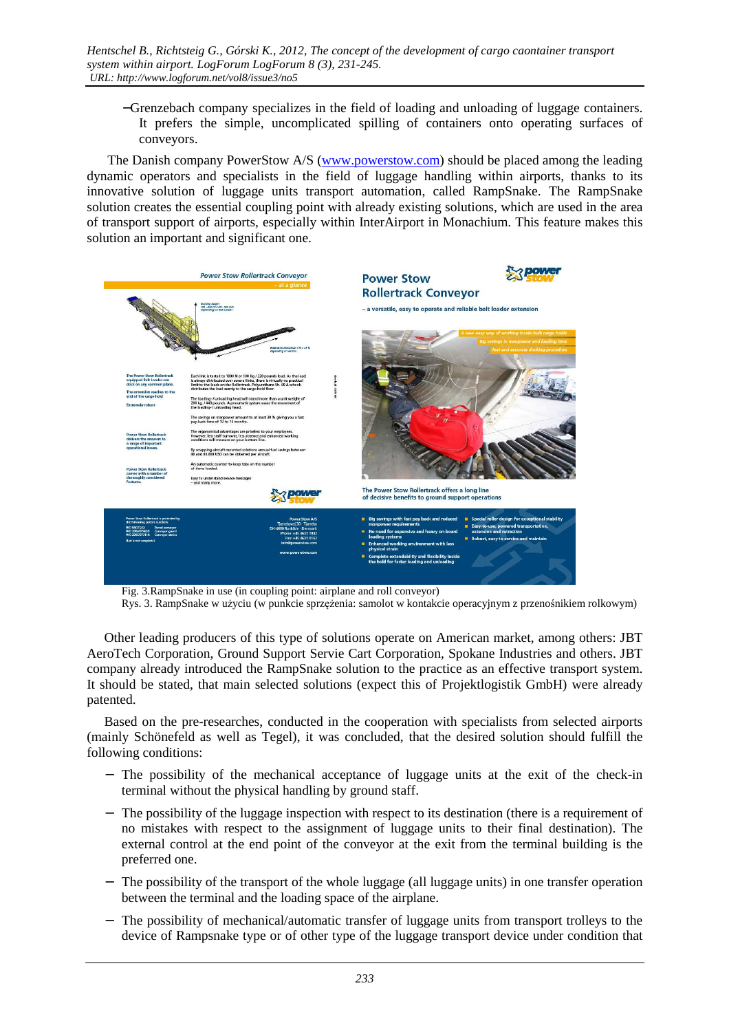− Grenzebach company specializes in the field of loading and unloading of luggage containers. It prefers the simple, uncomplicated spilling of containers onto operating surfaces of conveyors.

The Danish company PowerStow A/S (www.powerstow.com) should be placed among the leading dynamic operators and specialists in the field of luggage handling within airports, thanks to its innovative solution of luggage units transport automation, called RampSnake. The RampSnake solution creates the essential coupling point with already existing solutions, which are used in the area of transport support of airports, especially within InterAirport in Monachium. This feature makes this solution an important and significant one.

Fig. 3.RampSnake in use (in coupling point: airplane and roll conveyor)
Rys. 3. RampSnake w użyciu (w punkcie sprzężenia: samolot w kontakcie operacyjnym z przenośnikiem rolkowym)

Other leading producers of this type of solutions operate on American market, among others: JBT AeroTech Corporation, Ground Support Servie Cart Corporation, Spokane Industries and others. JBT company already introduced the RampSnake solution to the practice as an effective transport system. It should be stated, that main selected solutions (expect this of Projektlogistik GmbH) were already patented.

Based on the pre-researches, conducted in the cooperation with specialists from selected airports (mainly Schönefeld as well as Tegel), it was concluded, that the desired solution should fulfill the following conditions:

− The possibility of the mechanical acceptance of luggage units at the exit of the check-in terminal without the physical handling by ground staff.
− The possibility of the luggage inspection with respect to its destination (there is a requirement of no mistakes with respect to the assignment of luggage units to their final destination). The external control at the end point of the conveyor at the exit from the terminal building is the preferred one.
− The possibility of the transport of the whole luggage (all luggage units) in one transfer operation between the terminal and the loading space of the airplane.
− The possibility of mechanical/automatic transfer of luggage units from transport trolleys to the device of Rampsnake type or of other type of the luggage transport device under condition that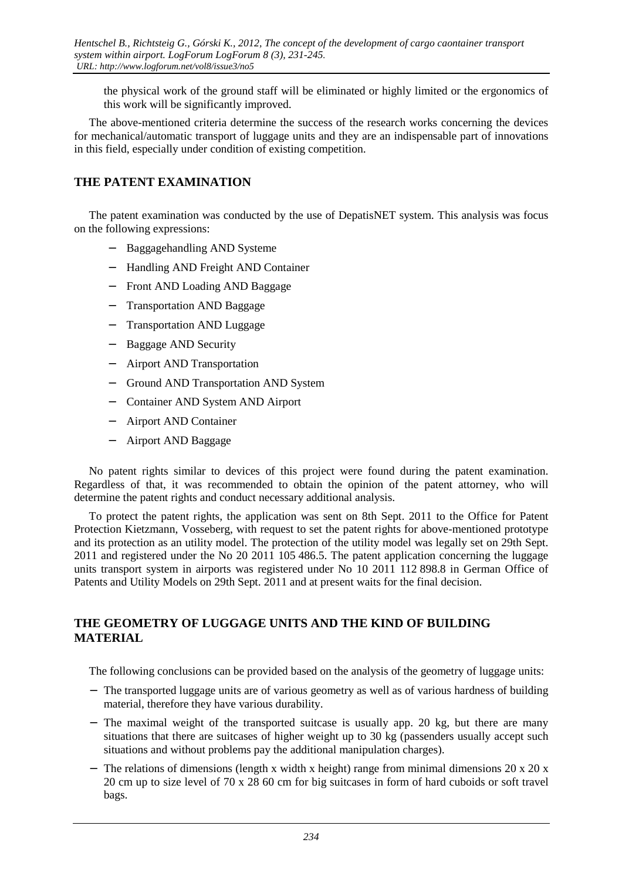the physical work of the ground staff will be eliminated or highly limited or the ergonomics of this work will be significantly improved.

The above-mentioned criteria determine the success of the research works concerning the devices for mechanical/automatic transport of luggage units and they are an indispensable part of innovations in this field, especially under condition of existing competition.

## THE PATENT EXAMINATION

The patent examination was conducted by the use of DepatisNET system. This analysis was focus on the following expressions:

- Baggagehandling AND Systeme
- Handling AND Freight AND Container
- Front AND Loading AND Baggage
- Transportation AND Baggage
- Transportation AND Luggage
- Baggage AND Security
- Airport AND Transportation
- Ground AND Transportation AND System
- Container AND System AND Airport
- Airport AND Container
- Airport AND Baggage

No patent rights similar to devices of this project were found during the patent examination. Regardless of that, it was recommended to obtain the opinion of the patent attorney, who will determine the patent rights and conduct necessary additional analysis.

To protect the patent rights, the application was sent on 8th Sept. 2011 to the Office for Patent Protection Kietzmann, Vosseberg, with request to set the patent rights for above-mentioned prototype and its protection as an utility model. The protection of the utility model was legally set on 29th Sept. 2011 and registered under the No 20 2011 105 486.5. The patent application concerning the luggage units transport system in airports was registered under No 10 2011 112 898.8 in German Office of Patents and Utility Models on 29th Sept. 2011 and at present waits for the final decision.

## THE GEOMETRY OF LUGGAGE UNITS AND THE KIND OF BUILDING MATERIAL

The following conclusions can be provided based on the analysis of the geometry of luggage units:

- The transported luggage units are of various geometry as well as of various hardness of building material, therefore they have various durability.
- The maximal weight of the transported suitcase is usually app. 20 kg, but there are many situations that there are suitcases of higher weight up to 30 kg (passenders usually accept such situations and without problems pay the additional manipulation charges).
- The relations of dimensions (length x width x height) range from minimal dimensions 20 x 20 x 20 cm up to size level of 70 x 28 60 cm for big suitcases in form of hard cuboids or soft travel bags.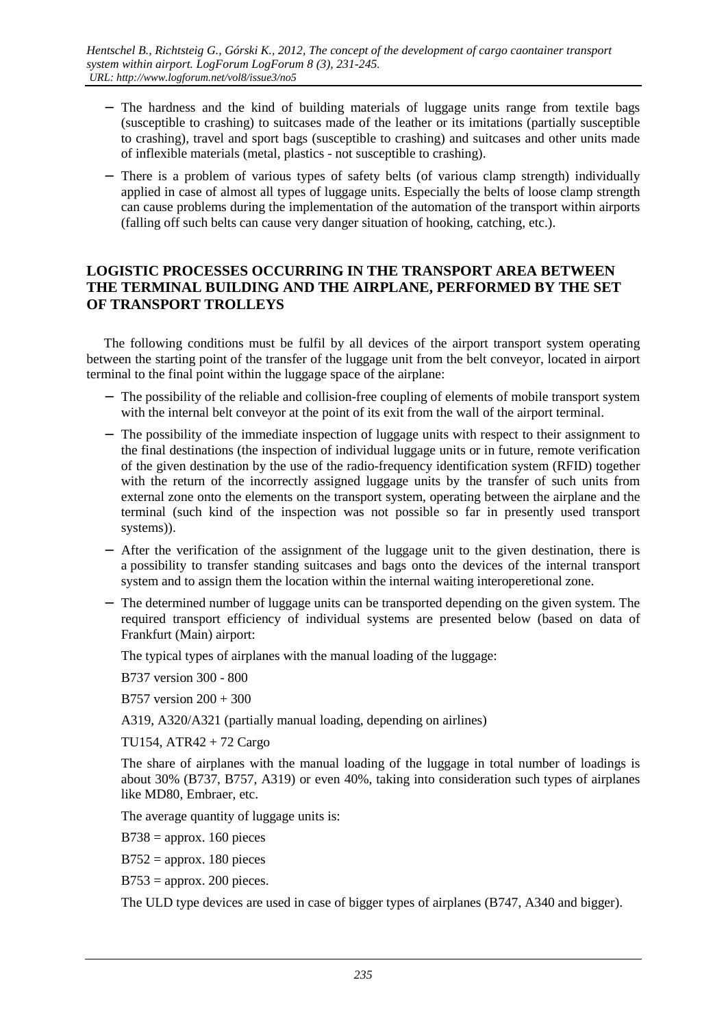- The hardness and the kind of building materials of luggage units range from textile bags (susceptible to crashing) to suitcases made of the leather or its imitations (partially susceptible to crashing), travel and sport bags (susceptible to crashing) and suitcases and other units made of inflexible materials (metal, plastics - not susceptible to crashing).
- There is a problem of various types of safety belts (of various clamp strength) individually applied in case of almost all types of luggage units. Especially the belts of loose clamp strength can cause problems during the implementation of the automation of the transport within airports (falling off such belts can cause very danger situation of hooking, catching, etc.).

## LOGISTIC PROCESSES OCCURRING IN THE TRANSPORT AREA BETWEEN THE TERMINAL BUILDING AND THE AIRPLANE, PERFORMED BY THE SET OF TRANSPORT TROLLEYS

The following conditions must be fulfil by all devices of the airport transport system operating between the starting point of the transfer of the luggage unit from the belt conveyor, located in airport terminal to the final point within the luggage space of the airplane:

- The possibility of the reliable and collision-free coupling of elements of mobile transport system with the internal belt conveyor at the point of its exit from the wall of the airport terminal.
- The possibility of the immediate inspection of luggage units with respect to their assignment to the final destinations (the inspection of individual luggage units or in future, remote verification of the given destination by the use of the radio-frequency identification system (RFID) together with the return of the incorrectly assigned luggage units by the transfer of such units from external zone onto the elements on the transport system, operating between the airplane and the terminal (such kind of the inspection was not possible so far in presently used transport systems)).
- After the verification of the assignment of the luggage unit to the given destination, there is a possibility to transfer standing suitcases and bags onto the devices of the internal transport system and to assign them the location within the internal waiting interoperetional zone.
- The determined number of luggage units can be transported depending on the given system. The required transport efficiency of individual systems are presented below (based on data of Frankfurt (Main) airport:

  The typical types of airplanes with the manual loading of the luggage:

  B737 version 300 - 800

  B757 version 200 + 300

  A319, A320/A321 (partially manual loading, depending on airlines)

  TU154, ATR42 + 72 Cargo

  The share of airplanes with the manual loading of the luggage in total number of loadings is about 30% (B737, B757, A319) or even 40%, taking into consideration such types of airplanes like MD80, Embraer, etc.

  The average quantity of luggage units is:

  B738 = approx. 160 pieces

  B752 = approx. 180 pieces

  B753 = approx. 200 pieces.

  The ULD type devices are used in case of bigger types of airplanes (B747, A340 and bigger).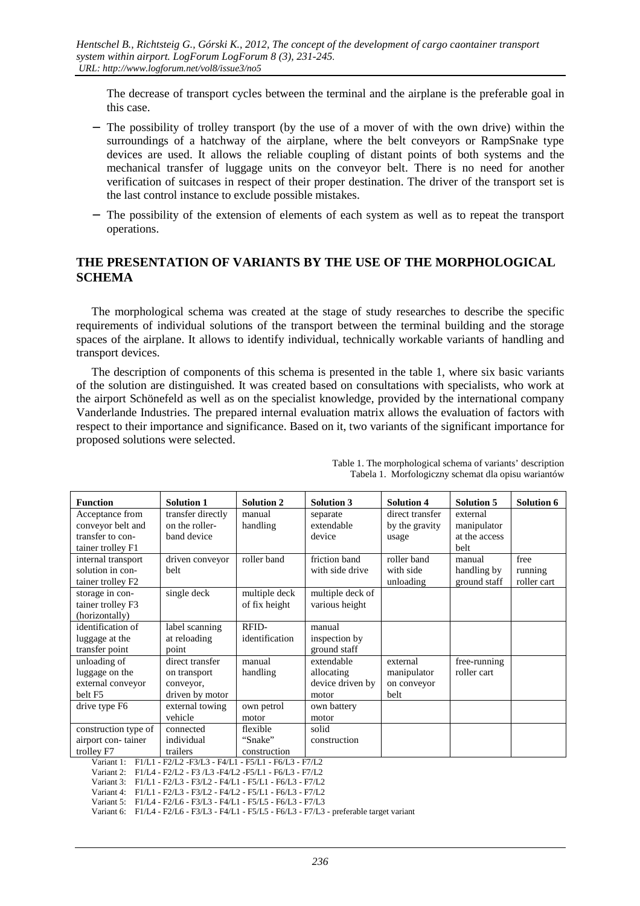The decrease of transport cycles between the terminal and the airplane is the preferable goal in this case.

- The possibility of trolley transport (by the use of a mover of with the own drive) within the surroundings of a hatchway of the airplane, where the belt conveyors or RampSnake type devices are used. It allows the reliable coupling of distant points of both systems and the mechanical transfer of luggage units on the conveyor belt. There is no need for another verification of suitcases in respect of their proper destination. The driver of the transport set is the last control instance to exclude possible mistakes.
- The possibility of the extension of elements of each system as well as to repeat the transport operations.

## THE PRESENTATION OF VARIANTS BY THE USE OF THE MORPHOLOGICAL SCHEMA

The morphological schema was created at the stage of study researches to describe the specific requirements of individual solutions of the transport between the terminal building and the storage spaces of the airplane. It allows to identify individual, technically workable variants of handling and transport devices.

The description of components of this schema is presented in the table 1, where six basic variants of the solution are distinguished. It was created based on consultations with specialists, who work at the airport Schönefeld as well as on the specialist knowledge, provided by the international company Vanderlande Industries. The prepared internal evaluation matrix allows the evaluation of factors with respect to their importance and significance. Based on it, two variants of the significant importance for proposed solutions were selected.

Table 1. The morphological schema of variants' description
Tabela 1. Morfologiczny schemat dla opisu wariantów

| Function | Solution 1 | Solution 2 | Solution 3 | Solution 4 | Solution 5 | Solution 6 |
|---|---|---|---|---|---|---|
| Acceptance from conveyor belt and transfer to container trolley F1 | transfer directly on the roller-band device | manual handling | separate extendable device | direct transfer by the gravity usage | external manipulator at the access belt | |
| internal transport solution in container trolley F2 | driven conveyor belt | roller band | friction band with side drive | roller band with side unloading | manual handling by ground staff | free running roller cart |
| storage in container trolley F3 (horizontally) | single deck | multiple deck of fix height | multiple deck of various height | | | |
| identification of luggage at the transfer point | label scanning at reloading point | RFID-identification | manual inspection by ground staff | | | |
| unloading of luggage on the external conveyor belt F5 | direct transfer on transport conveyor, driven by motor | manual handling | extendable allocating device driven by motor | external manipulator on conveyor belt | free-running roller cart | |
| drive type F6 | external towing vehicle | own petrol motor | own battery motor | | | |
| construction type of airport container trolley F7 | connected individual trailers | flexible "Snake" construction | solid construction | | | |

Variant 1: F1/L1 - F2/L2 -F3/L3 - F4/L1 - F5/L1 - F6/L3 - F7/L2
Variant 2: F1/L4 - F2/L2 - F3 /L3 -F4/L2 -F5/L1 - F6/L3 - F7/L2
Variant 3: F1/L1 - F2/L3 - F3/L2 - F4/L1 - F5/L1 - F6/L3 - F7/L2
Variant 4: F1/L1 - F2/L3 - F3/L2 - F4/L2 - F5/L1 - F6/L3 - F7/L2
Variant 5: F1/L4 - F2/L6 - F3/L3 - F4/L1 - F5/L5 - F6/L3 - F7/L3
Variant 6: F1/L4 - F2/L6 - F3/L3 - F4/L1 - F5/L5 - F6/L3 - F7/L3 - preferable target variant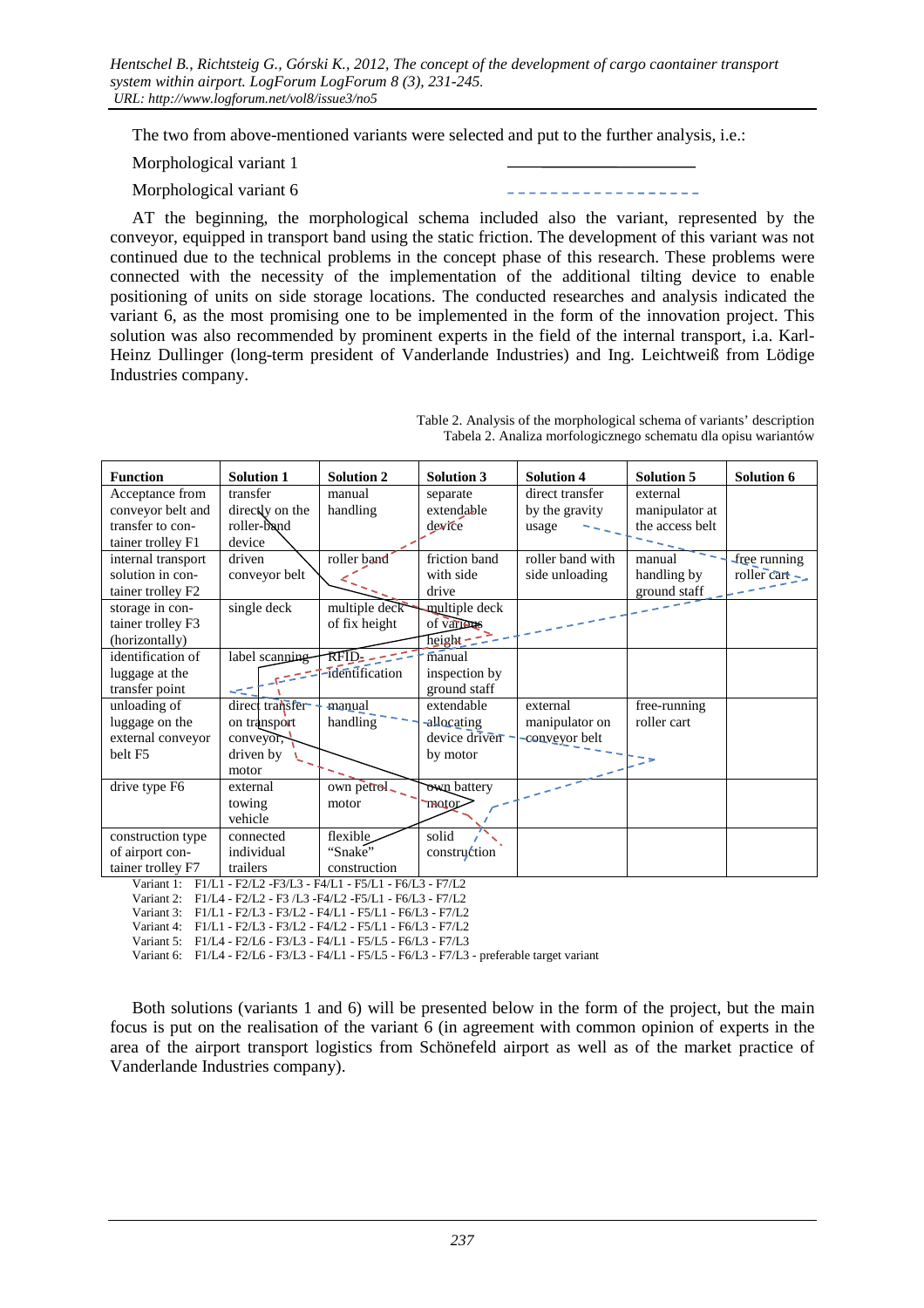The two from above-mentioned variants were selected and put to the further analysis, i.e.:

Morphological variant 1 ——————————

Morphological variant 6 - - - - - - - - - - - - - - - - - -

AT the beginning, the morphological schema included also the variant, represented by the conveyor, equipped in transport band using the static friction. The development of this variant was not continued due to the technical problems in the concept phase of this research. These problems were connected with the necessity of the implementation of the additional tilting device to enable positioning of units on side storage locations. The conducted researches and analysis indicated the variant 6, as the most promising one to be implemented in the form of the innovation project. This solution was also recommended by prominent experts in the field of the internal transport, i.a. Karl-Heinz Dullinger (long-term president of Vanderlande Industries) and Ing. Leichtweiß from Lödige Industries company.

Table 2. Analysis of the morphological schema of variants' description
Tabela 2. Analiza morfologicznego schematu dla opisu wariantów

| Function | Solution 1 | Solution 2 | Solution 3 | Solution 4 | Solution 5 | Solution 6 |
|---|---|---|---|---|---|---|
| Acceptance from conveyor belt and transfer to container trolley F1 | transfer directly on the roller-band device | manual handling | separate extendable device | direct transfer by the gravity usage | external manipulator at the access belt | |
| internal transport solution in container trolley F2 | driven conveyor belt | roller band | friction band with side drive | roller band with side unloading | manual handling by ground staff | free running roller cart |
| storage in container trolley F3 (horizontally) | single deck | multiple deck of fix height | multiple deck of various height | | | |
| identification of luggage at the transfer point | label scanning | RFID-identification | manual inspection by ground staff | | | |
| unloading of luggage on the external conveyor belt F5 | direct transfer on transport conveyor, driven by motor | manual handling | extendable allocating device driven by motor | external manipulator on conveyor belt | free-running roller cart | |
| drive type F6 | external towing vehicle | own petrol motor | own battery motor | | | |
| construction type of airport container trolley F7 | connected individual trailers | flexible "Snake" construction | solid construction | | | |

Variant 1: F1/L1 - F2/L2 -F3/L3 - F4/L1 - F5/L1 - F6/L3 - F7/L2
Variant 2: F1/L4 - F2/L2 - F3 /L3 -F4/L2 -F5/L1 - F6/L3 - F7/L2
Variant 3: F1/L1 - F2/L3 - F3/L2 - F4/L1 - F5/L1 - F6/L3 - F7/L2
Variant 4: F1/L1 - F2/L3 - F3/L2 - F4/L2 - F5/L1 - F6/L3 - F7/L2
Variant 5: F1/L4 - F2/L6 - F3/L3 - F4/L1 - F5/L5 - F6/L3 - F7/L3
Variant 6: F1/L4 - F2/L6 - F3/L3 - F4/L1 - F5/L5 - F6/L3 - F7/L3 - preferable target variant

Both solutions (variants 1 and 6) will be presented below in the form of the project, but the main focus is put on the realisation of the variant 6 (in agreement with common opinion of experts in the area of the airport transport logistics from Schönefeld airport as well as of the market practice of Vanderlande Industries company).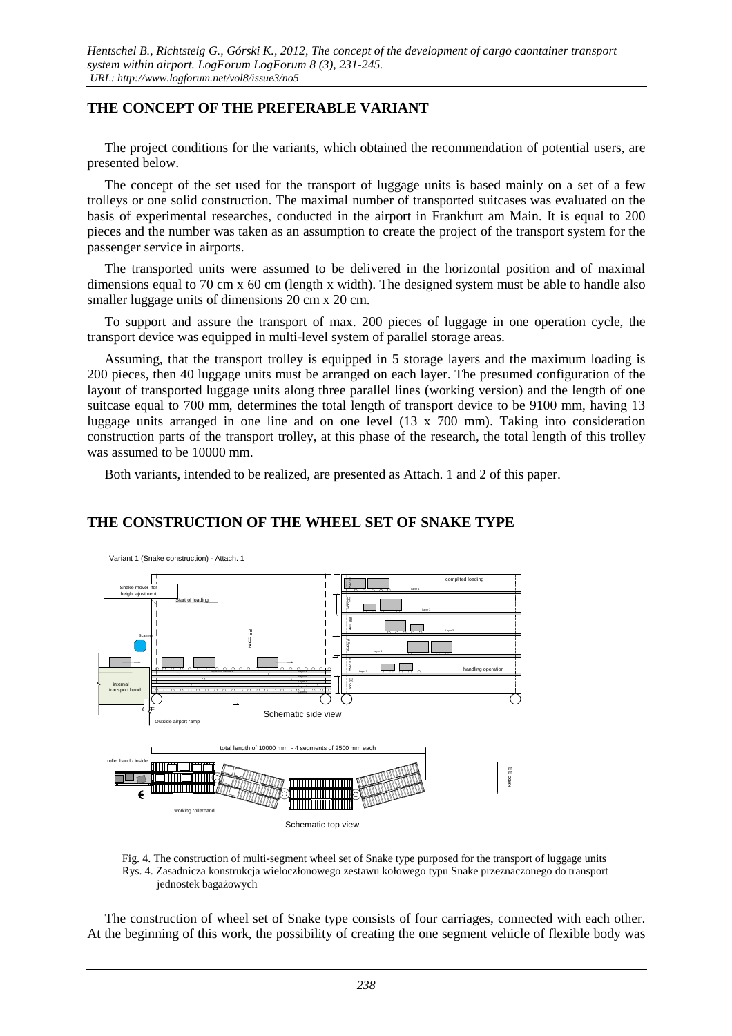## THE CONCEPT OF THE PREFERABLE VARIANT

The project conditions for the variants, which obtained the recommendation of potential users, are presented below.

The concept of the set used for the transport of luggage units is based mainly on a set of a few trolleys or one solid construction. The maximal number of transported suitcases was evaluated on the basis of experimental researches, conducted in the airport in Frankfurt am Main. It is equal to 200 pieces and the number was taken as an assumption to create the project of the transport system for the passenger service in airports.

The transported units were assumed to be delivered in the horizontal position and of maximal dimensions equal to 70 cm x 60 cm (length x width). The designed system must be able to handle also smaller luggage units of dimensions 20 cm x 20 cm.

To support and assure the transport of max. 200 pieces of luggage in one operation cycle, the transport device was equipped in multi-level system of parallel storage areas.

Assuming, that the transport trolley is equipped in 5 storage layers and the maximum loading is 200 pieces, then 40 luggage units must be arranged on each layer. The presumed configuration of the layout of transported luggage units along three parallel lines (working version) and the length of one suitcase equal to 700 mm, determines the total length of transport device to be 9100 mm, having 13 luggage units arranged in one line and on one level (13 x 700 mm). Taking into consideration construction parts of the transport trolley, at this phase of the research, the total length of this trolley was assumed to be 10000 mm.

Both variants, intended to be realized, are presented as Attach. 1 and 2 of this paper.

## THE CONSTRUCTION OF THE WHEEL SET OF SNAKE TYPE

Fig. 4. The construction of multi-segment wheel set of Snake type purposed for the transport of luggage units
Rys. 4. Zasadnicza konstrukcja wieloczłonowego zestawu kołowego typu Snake przeznaczonego do transport jednostek bagażowych

The construction of wheel set of Snake type consists of four carriages, connected with each other. At the beginning of this work, the possibility of creating the one segment vehicle of flexible body was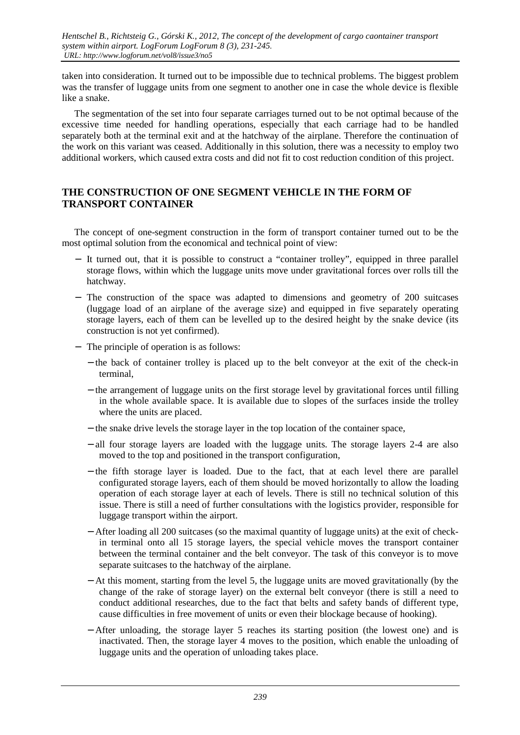taken into consideration. It turned out to be impossible due to technical problems. The biggest problem was the transfer of luggage units from one segment to another one in case the whole device is flexible like a snake.

The segmentation of the set into four separate carriages turned out to be not optimal because of the excessive time needed for handling operations, especially that each carriage had to be handled separately both at the terminal exit and at the hatchway of the airplane. Therefore the continuation of the work on this variant was ceased. Additionally in this solution, there was a necessity to employ two additional workers, which caused extra costs and did not fit to cost reduction condition of this project.

## THE CONSTRUCTION OF ONE SEGMENT VEHICLE IN THE FORM OF TRANSPORT CONTAINER

The concept of one-segment construction in the form of transport container turned out to be the most optimal solution from the economical and technical point of view:

- It turned out, that it is possible to construct a "container trolley", equipped in three parallel storage flows, within which the luggage units move under gravitational forces over rolls till the hatchway.
- The construction of the space was adapted to dimensions and geometry of 200 suitcases (luggage load of an airplane of the average size) and equipped in five separately operating storage layers, each of them can be levelled up to the desired height by the snake device (its construction is not yet confirmed).
- The principle of operation is as follows:
  - the back of container trolley is placed up to the belt conveyor at the exit of the check-in terminal,
  - the arrangement of luggage units on the first storage level by gravitational forces until filling in the whole available space. It is available due to slopes of the surfaces inside the trolley where the units are placed.
  - the snake drive levels the storage layer in the top location of the container space,
  - all four storage layers are loaded with the luggage units. The storage layers 2-4 are also moved to the top and positioned in the transport configuration,
  - the fifth storage layer is loaded. Due to the fact, that at each level there are parallel configurated storage layers, each of them should be moved horizontally to allow the loading operation of each storage layer at each of levels. There is still no technical solution of this issue. There is still a need of further consultations with the logistics provider, responsible for luggage transport within the airport.
  - After loading all 200 suitcases (so the maximal quantity of luggage units) at the exit of check-in terminal onto all 15 storage layers, the special vehicle moves the transport container between the terminal container and the belt conveyor. The task of this conveyor is to move separate suitcases to the hatchway of the airplane.
  - At this moment, starting from the level 5, the luggage units are moved gravitationally (by the change of the rake of storage layer) on the external belt conveyor (there is still a need to conduct additional researches, due to the fact that belts and safety bands of different type, cause difficulties in free movement of units or even their blockage because of hooking).
  - After unloading, the storage layer 5 reaches its starting position (the lowest one) and is inactivated. Then, the storage layer 4 moves to the position, which enable the unloading of luggage units and the operation of unloading takes place.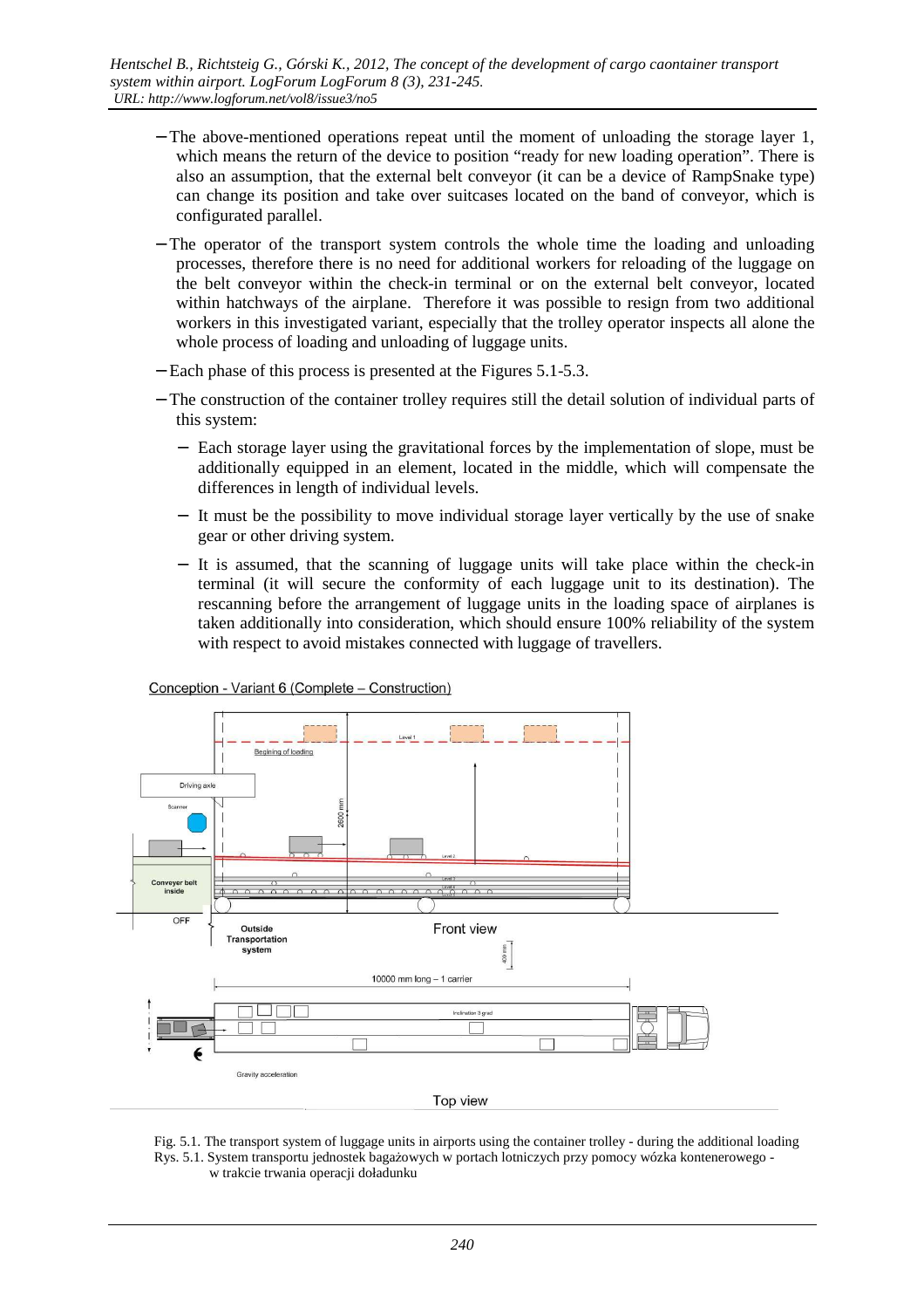- The above-mentioned operations repeat until the moment of unloading the storage layer 1, which means the return of the device to position "ready for new loading operation". There is also an assumption, that the external belt conveyor (it can be a device of RampSnake type) can change its position and take over suitcases located on the band of conveyor, which is configurated parallel.
- The operator of the transport system controls the whole time the loading and unloading processes, therefore there is no need for additional workers for reloading of the luggage on the belt conveyor within the check-in terminal or on the external belt conveyor, located within hatchways of the airplane. Therefore it was possible to resign from two additional workers in this investigated variant, especially that the trolley operator inspects all alone the whole process of loading and unloading of luggage units.
- Each phase of this process is presented at the Figures 5.1-5.3.
- The construction of the container trolley requires still the detail solution of individual parts of this system:
  - Each storage layer using the gravitational forces by the implementation of slope, must be additionally equipped in an element, located in the middle, which will compensate the differences in length of individual levels.
  - It must be the possibility to move individual storage layer vertically by the use of snake gear or other driving system.
  - It is assumed, that the scanning of luggage units will take place within the check-in terminal (it will secure the conformity of each luggage unit to its destination). The rescanning before the arrangement of luggage units in the loading space of airplanes is taken additionally into consideration, which should ensure 100% reliability of the system with respect to avoid mistakes connected with luggage of travellers.

Fig. 5.1. The transport system of luggage units in airports using the container trolley - during the additional loading
Rys. 5.1. System transportu jednostek bagażowych w portach lotniczych przy pomocy wózka kontenerowego - w trakcie trwania operacji doładunku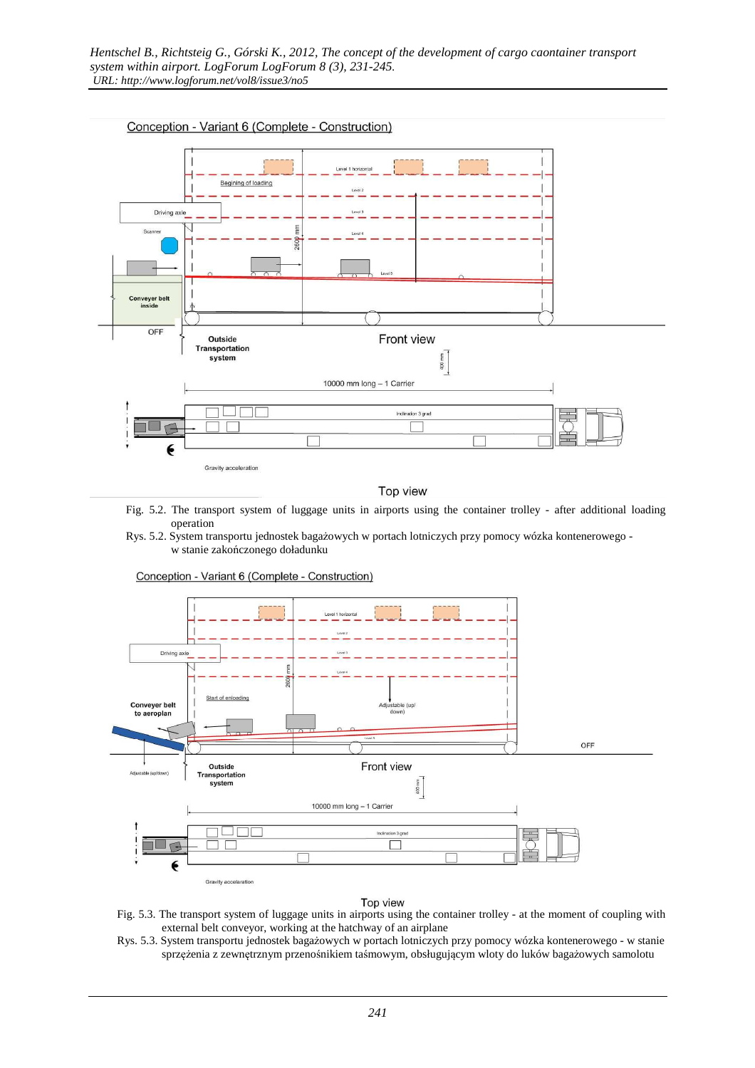Conception - Variant 6 (Complete - Construction)

Level 1 horizontal

Begining of loading

Level 2

Driving axle

Level 3

Scanner

Level 4

2600 mm

Level 5

Conveyer belt inside

OFF

Outside Transportation system

Front view

400 mm

10000 mm long – 1 Carrier

Inclination 3 grad

Gravity acceleration

Top view

Fig. 5.2. The transport system of luggage units in airports using the container trolley - after additional loading operation

Rys. 5.2. System transportu jednostek bagażowych w portach lotniczych przy pomocy wózka kontenerowego - w stanie zakończonego doładunku

Conception - Variant 6 (Complete - Construction)

Level 1 horizontal

Level 2

Driving axle

Level 3

Level 4

2600 mm

Start of enloading

Conveyer belt to aeroplan

Adjustable (up/ down)

Level 5

OFF

Adjustable (up/down)

Outside Transportation system

Front view

400 mm

10000 mm long – 1 Carrier

Inclination 3 grad

Gravity accelaration

Top view

Fig. 5.3. The transport system of luggage units in airports using the container trolley - at the moment of coupling with external belt conveyor, working at the hatchway of an airplane

Rys. 5.3. System transportu jednostek bagażowych w portach lotniczych przy pomocy wózka kontenerowego - w stanie sprzężenia z zewnętrznym przenośnikiem taśmowym, obsługującym wloty do luków bagażowych samolotu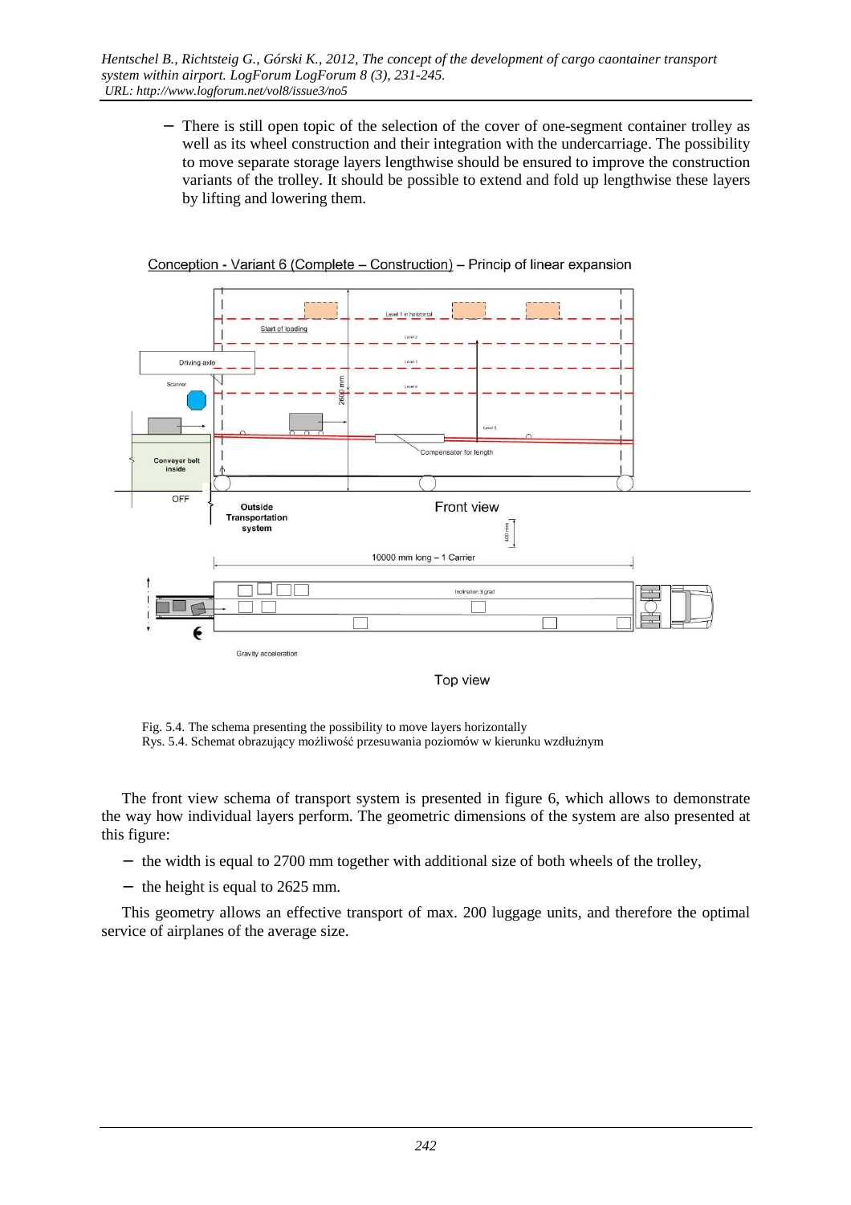- There is still open topic of the selection of the cover of one-segment container trolley as well as its wheel construction and their integration with the undercarriage. The possibility to move separate storage layers lengthwise should be ensured to improve the construction variants of the trolley. It should be possible to extend and fold up lengthwise these layers by lifting and lowering them.

Fig. 5.4. The schema presenting the possibility to move layers horizontally
Rys. 5.4. Schemat obrazujący możliwość przesuwania poziomów w kierunku wzdłużnym

The front view schema of transport system is presented in figure 6, which allows to demonstrate the way how individual layers perform. The geometric dimensions of the system are also presented at this figure:

- the width is equal to 2700 mm together with additional size of both wheels of the trolley,
- the height is equal to 2625 mm.

This geometry allows an effective transport of max. 200 luggage units, and therefore the optimal service of airplanes of the average size.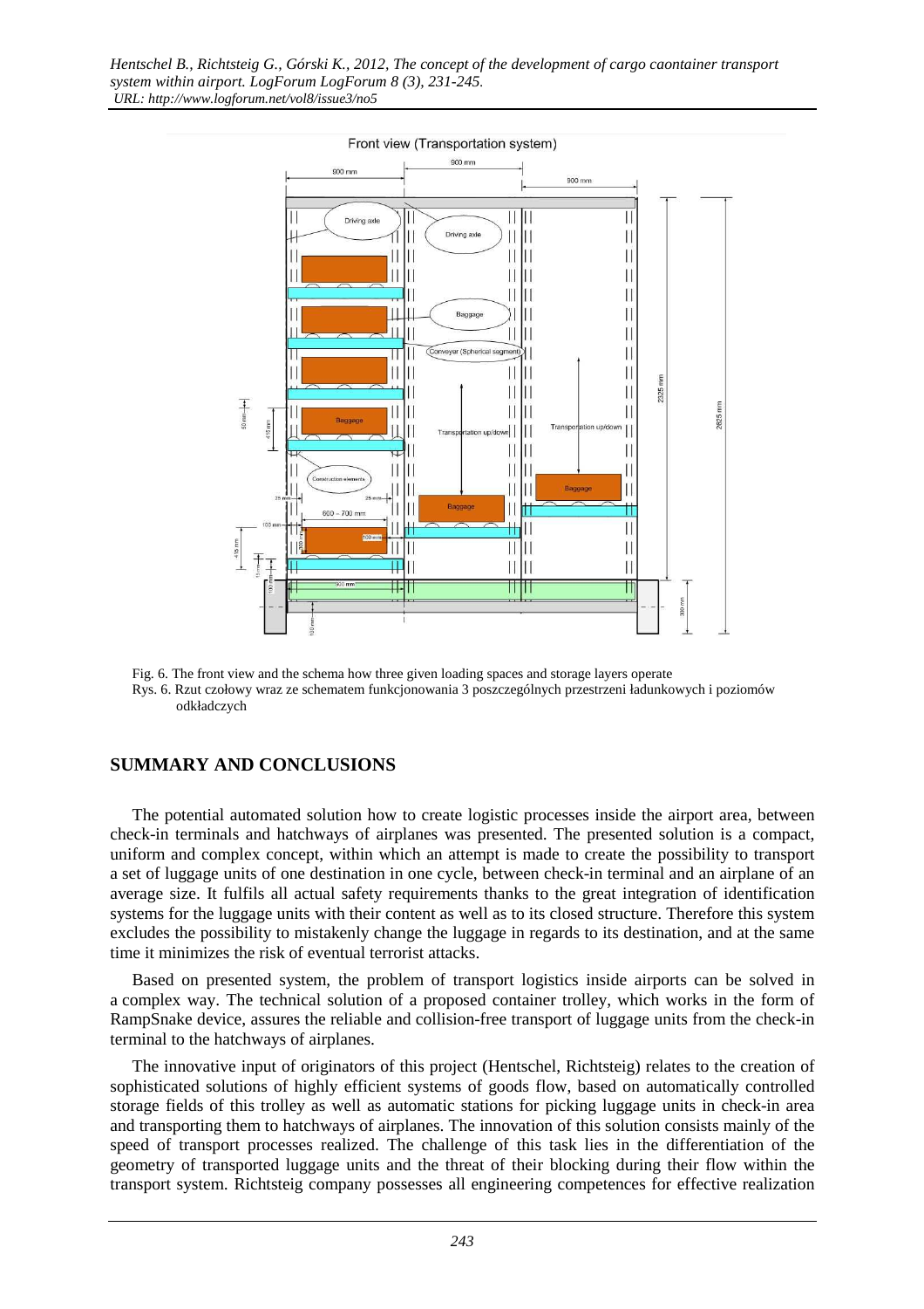Fig. 6. The front view and the schema how three given loading spaces and storage layers operate

Rys. 6. Rzut czołowy wraz ze schematem funkcjonowania 3 poszczególnych przestrzeni ładunkowych i poziomów odkładczych

## SUMMARY AND CONCLUSIONS

The potential automated solution how to create logistic processes inside the airport area, between check-in terminals and hatchways of airplanes was presented. The presented solution is a compact, uniform and complex concept, within which an attempt is made to create the possibility to transport a set of luggage units of one destination in one cycle, between check-in terminal and an airplane of an average size. It fulfils all actual safety requirements thanks to the great integration of identification systems for the luggage units with their content as well as to its closed structure. Therefore this system excludes the possibility to mistakenly change the luggage in regards to its destination, and at the same time it minimizes the risk of eventual terrorist attacks.

Based on presented system, the problem of transport logistics inside airports can be solved in a complex way. The technical solution of a proposed container trolley, which works in the form of RampSnake device, assures the reliable and collision-free transport of luggage units from the check-in terminal to the hatchways of airplanes.

The innovative input of originators of this project (Hentschel, Richtsteig) relates to the creation of sophisticated solutions of highly efficient systems of goods flow, based on automatically controlled storage fields of this trolley as well as automatic stations for picking luggage units in check-in area and transporting them to hatchways of airplanes. The innovation of this solution consists mainly of the speed of transport processes realized. The challenge of this task lies in the differentiation of the geometry of transported luggage units and the threat of their blocking during their flow within the transport system. Richtsteig company possesses all engineering competences for effective realization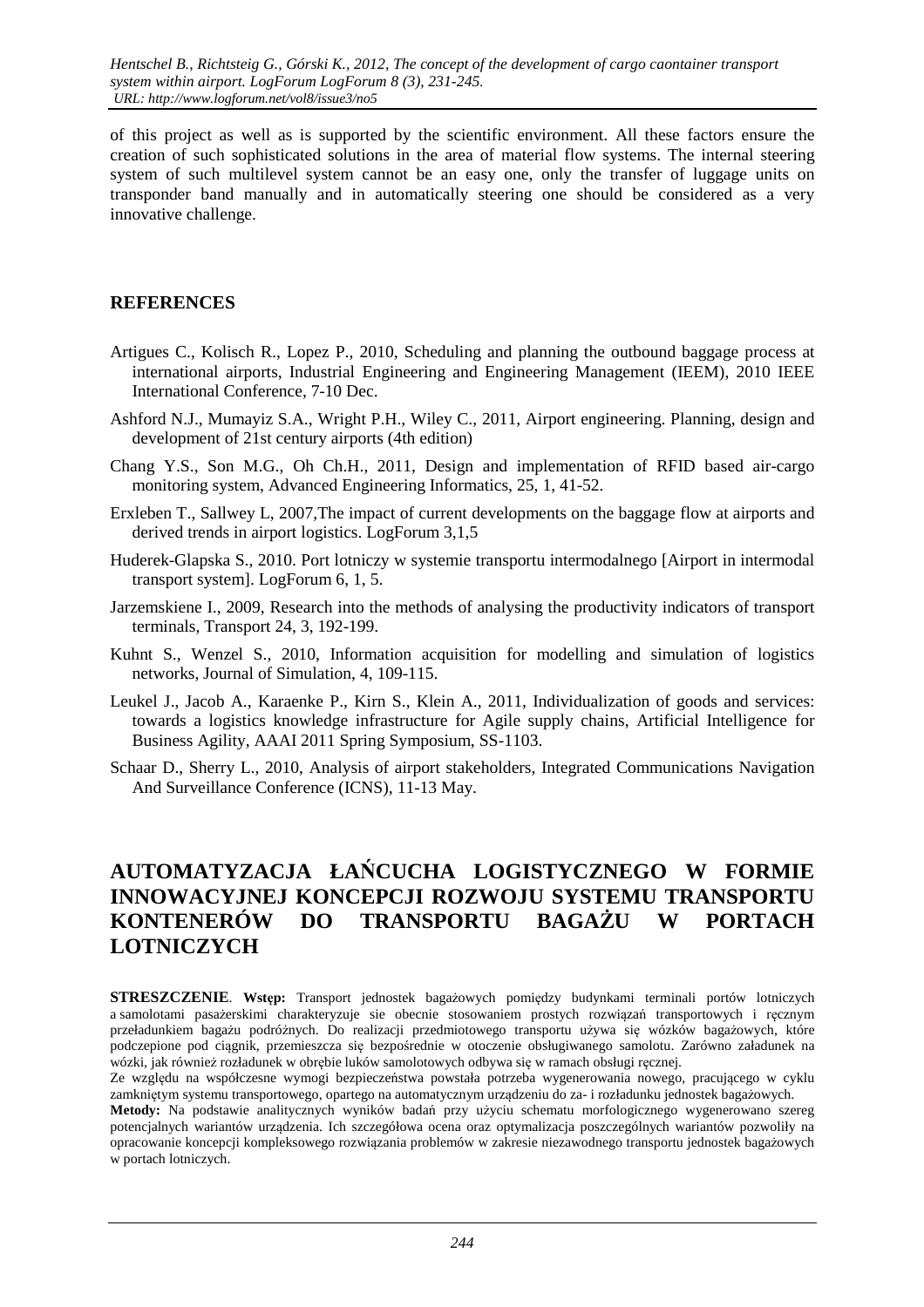of this project as well as is supported by the scientific environment. All these factors ensure the creation of such sophisticated solutions in the area of material flow systems. The internal steering system of such multilevel system cannot be an easy one, only the transfer of luggage units on transponder band manually and in automatically steering one should be considered as a very innovative challenge.

## REFERENCES

Artigues C., Kolisch R., Lopez P., 2010, Scheduling and planning the outbound baggage process at international airports, Industrial Engineering and Engineering Management (IEEM), 2010 IEEE International Conference, 7-10 Dec.

Ashford N.J., Mumayiz S.A., Wright P.H., Wiley C., 2011, Airport engineering. Planning, design and development of 21st century airports (4th edition)

Chang Y.S., Son M.G., Oh Ch.H., 2011, Design and implementation of RFID based air-cargo monitoring system, Advanced Engineering Informatics, 25, 1, 41-52.

Erxleben T., Sallwey L, 2007,The impact of current developments on the baggage flow at airports and derived trends in airport logistics. LogForum 3,1,5

Huderek-Glapska S., 2010. Port lotniczy w systemie transportu intermodalnego [Airport in intermodal transport system]. LogForum 6, 1, 5.

Jarzemskiene I., 2009, Research into the methods of analysing the productivity indicators of transport terminals, Transport 24, 3, 192-199.

Kuhnt S., Wenzel S., 2010, Information acquisition for modelling and simulation of logistics networks, Journal of Simulation, 4, 109-115.

Leukel J., Jacob A., Karaenke P., Kirn S., Klein A., 2011, Individualization of goods and services: towards a logistics knowledge infrastructure for Agile supply chains, Artificial Intelligence for Business Agility, AAAI 2011 Spring Symposium, SS-1103.

Schaar D., Sherry L., 2010, Analysis of airport stakeholders, Integrated Communications Navigation And Surveillance Conference (ICNS), 11-13 May.

# AUTOMATYZACJA ŁAŃCUCHA LOGISTYCZNEGO W FORMIE INNOWACYJNEJ KONCEPCJI ROZWOJU SYSTEMU TRANSPORTU KONTENERÓW DO TRANSPORTU BAGAŻU W PORTACH LOTNICZYCH

**STRESZCZENIE**. **Wstęp:** Transport jednostek bagażowych pomiędzy budynkami terminali portów lotniczych a samolotami pasażerskimi charakteryzuje sie obecnie stosowaniem prostych rozwiązań transportowych i ręcznym przeładunkiem bagażu podróżnych. Do realizacji przedmiotowego transportu używa się wózków bagażowych, które podczepione pod ciągnik, przemieszcza się bezpośrednie w otoczenie obsługiwanego samolotu. Zarówno załadunek na wózki, jak również rozładunek w obrębie luków samolotowych odbywa się w ramach obsługi ręcznej.

Ze względu na współczesne wymogi bezpieczeństwa powstała potrzeba wygenerowania nowego, pracującego w cyklu zamkniętym systemu transportowego, opartego na automatycznym urządzeniu do za- i rozładunku jednostek bagażowych.

**Metody:** Na podstawie analitycznych wyników badań przy użyciu schematu morfologicznego wygenerowano szereg potencjalnych wariantów urządzenia. Ich szczegółowa ocena oraz optymalizacja poszczególnych wariantów pozwoliły na opracowanie koncepcji kompleksowego rozwiązania problemów w zakresie niezawodnego transportu jednostek bagażowych w portach lotniczych.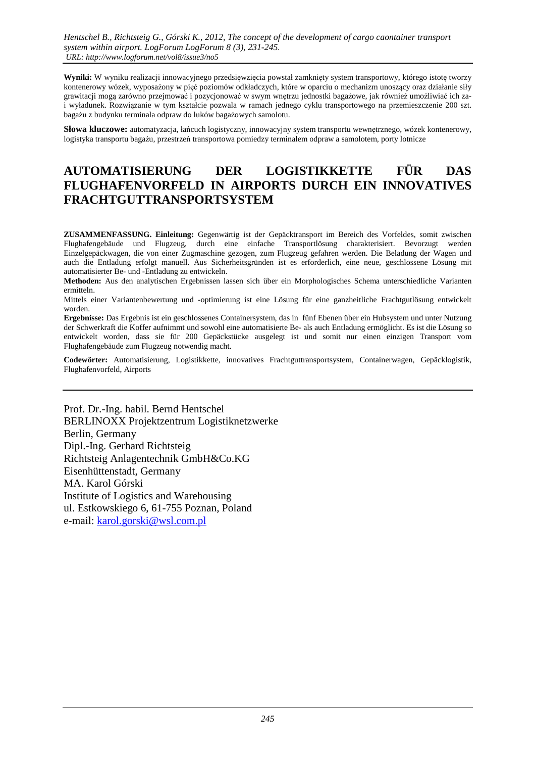**Wyniki:** W wyniku realizacji innowacyjnego przedsięwzięcia powstał zamknięty system transportowy, którego istotę tworzy kontenerowy wózek, wyposażony w pięć poziomów odkładczych, które w oparciu o mechanizm unoszący oraz działanie siły grawitacji mogą zarówno przejmować i pozycjonować w swym wnętrzu jednostki bagażowe, jak również umożliwiać ich za- i wyładunek. Rozwiązanie w tym kształcie pozwala w ramach jednego cyklu transportowego na przemieszczenie 200 szt. bagażu z budynku terminala odpraw do luków bagażowych samolotu.

**Słowa kluczowe:** automatyzacja, łańcuch logistyczny, innowacyjny system transportu wewnętrznego, wózek kontenerowy, logistyka transportu bagażu, przestrzeń transportowa pomiedzy terminalem odpraw a samolotem, porty lotnicze

# AUTOMATISIERUNG DER LOGISTIKKETTE FÜR DAS FLUGHAFENVORFELD IN AIRPORTS DURCH EIN INNOVATIVES FRACHTGUTTRANSPORTSYSTEM

**ZUSAMMENFASSUNG. Einleitung:** Gegenwärtig ist der Gepäcktransport im Bereich des Vorfeldes, somit zwischen Flughafengebäude und Flugzeug, durch eine einfache Transportlösung charakterisiert. Bevorzugt werden Einzelgepäckwagen, die von einer Zugmaschine gezogen, zum Flugzeug gefahren werden. Die Beladung der Wagen und auch die Entladung erfolgt manuell. Aus Sicherheitsgründen ist es erforderlich, eine neue, geschlossene Lösung mit automatisierter Be- und -Entladung zu entwickeln.

**Methoden:** Aus den analytischen Ergebnissen lassen sich über ein Morphologisches Schema unterschiedliche Varianten ermitteln.

Mittels einer Variantenbewertung und -optimierung ist eine Lösung für eine ganzheitliche Frachtgutlösung entwickelt worden.

**Ergebnisse:** Das Ergebnis ist ein geschlossenes Containersystem, das in fünf Ebenen über ein Hubsystem und unter Nutzung der Schwerkraft die Koffer aufnimmt und sowohl eine automatisierte Be- als auch Entladung ermöglicht. Es ist die Lösung so entwickelt worden, dass sie für 200 Gepäckstücke ausgelegt ist und somit nur einen einzigen Transport vom Flughafengebäude zum Flugzeug notwendig macht.

**Codewörter:** Automatisierung, Logistikkette, innovatives Frachtguttransportsystem, Containerwagen, Gepäcklogistik, Flughafenvorfeld, Airports

---

Prof. Dr.-Ing. habil. Bernd Hentschel
BERLINOXX Projektzentrum Logistiknetzwerke
Berlin, Germany
Dipl.-Ing. Gerhard Richtsteig
Richtsteig Anlagentechnik GmbH&Co.KG
Eisenhüttenstadt, Germany
MA. Karol Górski
Institute of Logistics and Warehousing
ul. Estkowskiego 6, 61-755 Poznan, Poland
e-mail: karol.gorski@wsl.com.pl